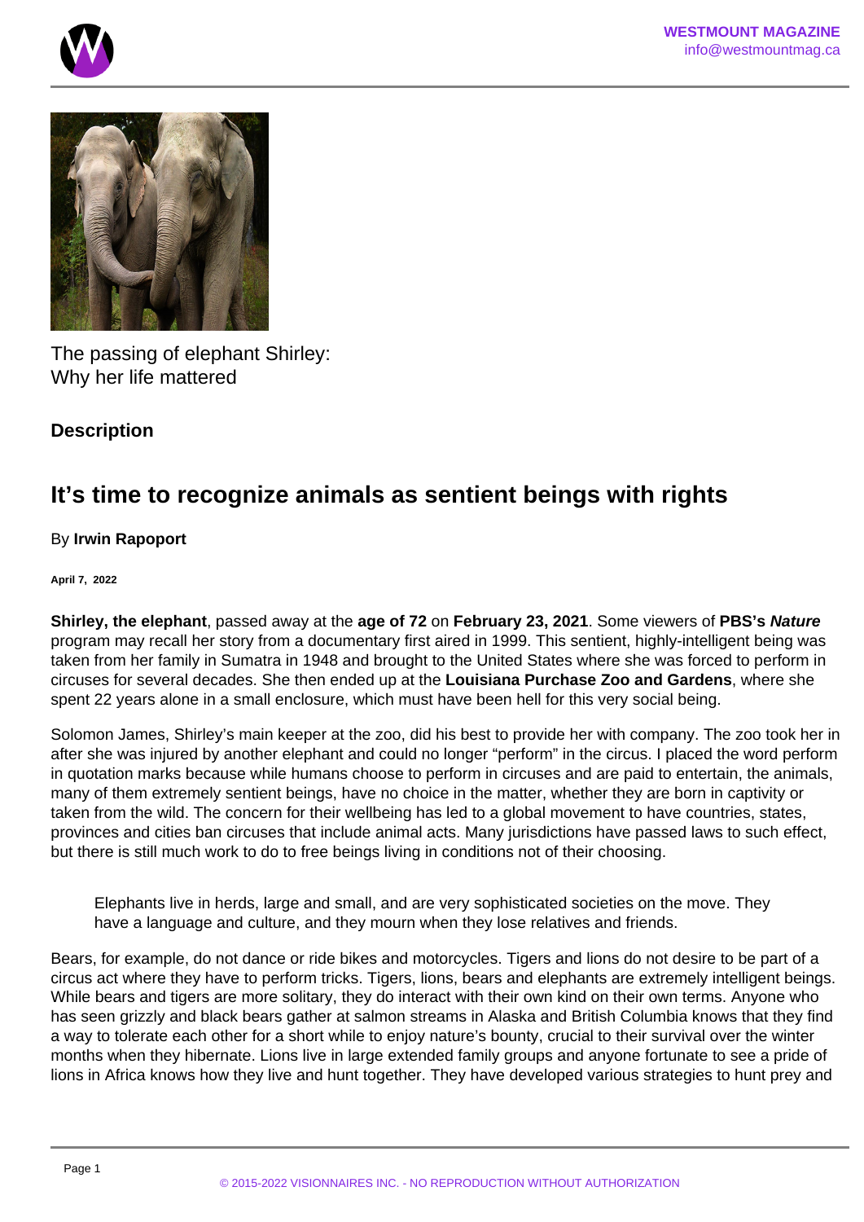The passing of elephant Shirley:
Why her life mattered

### Description

## It's time to recognize animals as sentient beings with rights

By **Irwin Rapoport**

**April 7, 2022**

**Shirley, the elephant**, passed away at the **age of 72** on **February 23, 2021**. Some viewers of **PBS's *Nature*** program may recall her story from a documentary first aired in 1999. This sentient, highly-intelligent being was taken from her family in Sumatra in 1948 and brought to the United States where she was forced to perform in circuses for several decades. She then ended up at the **Louisiana Purchase Zoo and Gardens**, where she spent 22 years alone in a small enclosure, which must have been hell for this very social being.

Solomon James, Shirley's main keeper at the zoo, did his best to provide her with company. The zoo took her in after she was injured by another elephant and could no longer "perform" in the circus. I placed the word perform in quotation marks because while humans choose to perform in circuses and are paid to entertain, the animals, many of them extremely sentient beings, have no choice in the matter, whether they are born in captivity or taken from the wild. The concern for their wellbeing has led to a global movement to have countries, states, provinces and cities ban circuses that include animal acts. Many jurisdictions have passed laws to such effect, but there is still much work to do to free beings living in conditions not of their choosing.

> Elephants live in herds, large and small, and are very sophisticated societies on the move. They have a language and culture, and they mourn when they lose relatives and friends.

Bears, for example, do not dance or ride bikes and motorcycles. Tigers and lions do not desire to be part of a circus act where they have to perform tricks. Tigers, lions, bears and elephants are extremely intelligent beings. While bears and tigers are more solitary, they do interact with their own kind on their own terms. Anyone who has seen grizzly and black bears gather at salmon streams in Alaska and British Columbia knows that they find a way to tolerate each other for a short while to enjoy nature's bounty, crucial to their survival over the winter months when they hibernate. Lions live in large extended family groups and anyone fortunate to see a pride of lions in Africa knows how they live and hunt together. They have developed various strategies to hunt prey and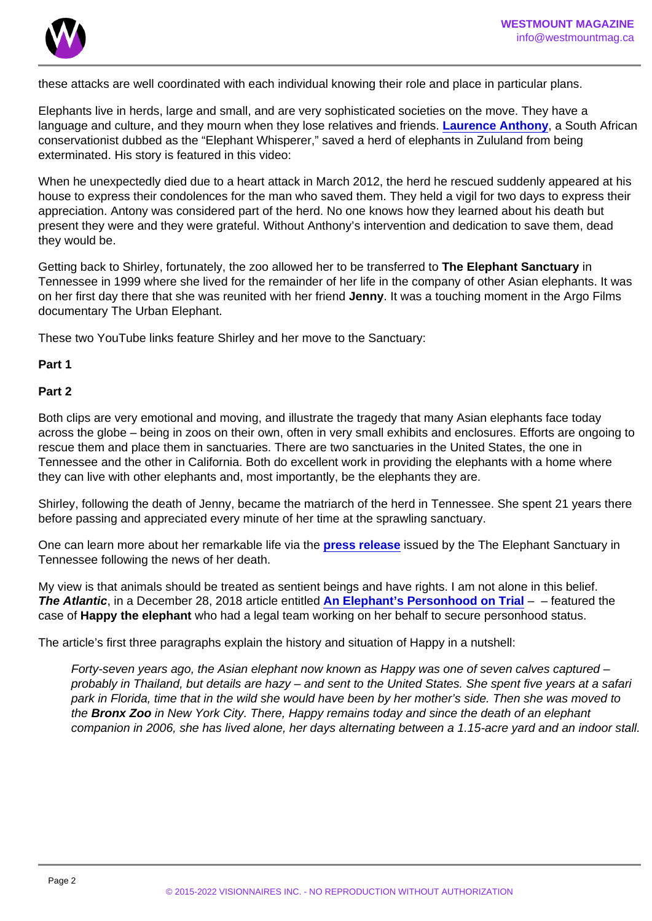these attacks are well coordinated with each individual knowing their role and place in particular plans.

Elephants live in herds, large and small, and are very sophisticated societies on the move. They have a language and culture, and they mourn when they lose relatives and friends. **Laurence Anthony**, a South African conservationist dubbed as the "Elephant Whisperer," saved a herd of elephants in Zululand from being exterminated. His story is featured in this video:

When he unexpectedly died due to a heart attack in March 2012, the herd he rescued suddenly appeared at his house to express their condolences for the man who saved them. They held a vigil for two days to express their appreciation. Antony was considered part of the herd. No one knows how they learned about his death but present they were and they were grateful. Without Anthony's intervention and dedication to save them, dead they would be.

Getting back to Shirley, fortunately, the zoo allowed her to be transferred to **The Elephant Sanctuary** in Tennessee in 1999 where she lived for the remainder of her life in the company of other Asian elephants. It was on her first day there that she was reunited with her friend **Jenny**. It was a touching moment in the Argo Films documentary The Urban Elephant.

These two YouTube links feature Shirley and her move to the Sanctuary:

**Part 1**

**Part 2**

Both clips are very emotional and moving, and illustrate the tragedy that many Asian elephants face today across the globe – being in zoos on their own, often in very small exhibits and enclosures. Efforts are ongoing to rescue them and place them in sanctuaries. There are two sanctuaries in the United States, the one in Tennessee and the other in California. Both do excellent work in providing the elephants with a home where they can live with other elephants and, most importantly, be the elephants they are.

Shirley, following the death of Jenny, became the matriarch of the herd in Tennessee. She spent 21 years there before passing and appreciated every minute of her time at the sprawling sanctuary.

One can learn more about her remarkable life via the **press release** issued by the The Elephant Sanctuary in Tennessee following the news of her death.

My view is that animals should be treated as sentient beings and have rights. I am not alone in this belief. ***The Atlantic***, in a December 28, 2018 article entitled **An Elephant's Personhood on Trial** – – featured the case of **Happy the elephant** who had a legal team working on her behalf to secure personhood status.

The article's first three paragraphs explain the history and situation of Happy in a nutshell:

> *Forty-seven years ago, the Asian elephant now known as Happy was one of seven calves captured – probably in Thailand, but details are hazy – and sent to the United States. She spent five years at a safari park in Florida, time that in the wild she would have been by her mother's side. Then she was moved to the* ***Bronx Zoo*** *in New York City. There, Happy remains today and since the death of an elephant companion in 2006, she has lived alone, her days alternating between a 1.15-acre yard and an indoor stall.*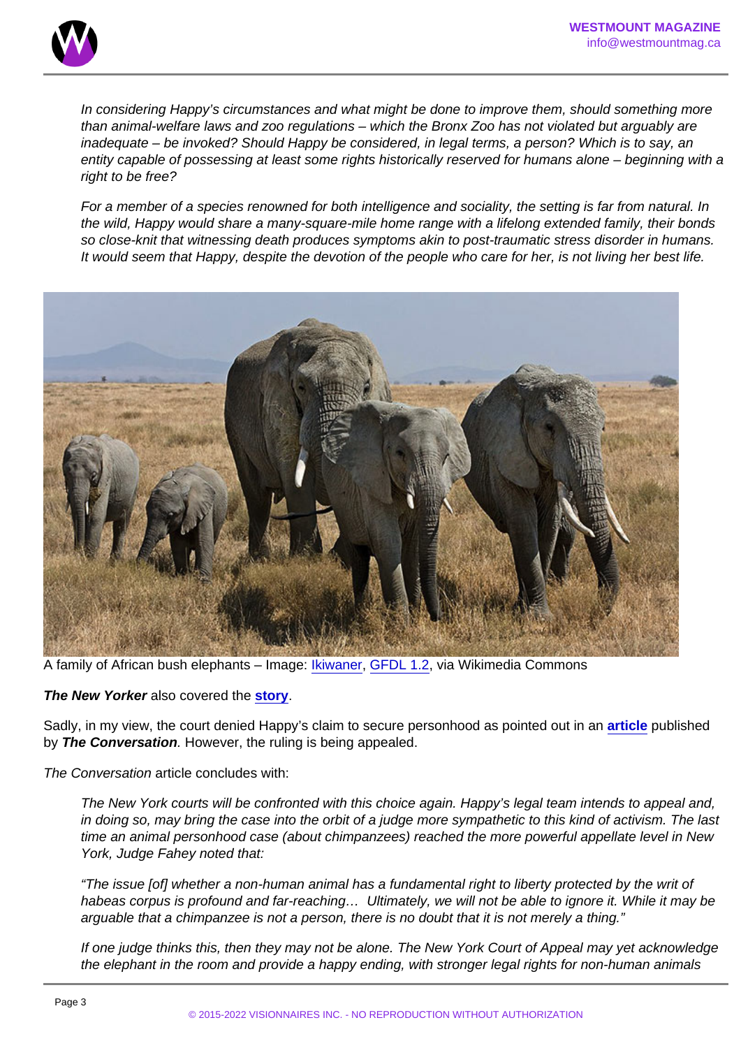> *In considering Happy's circumstances and what might be done to improve them, should something more than animal-welfare laws and zoo regulations – which the Bronx Zoo has not violated but arguably are inadequate – be invoked? Should Happy be considered, in legal terms, a person? Which is to say, an entity capable of possessing at least some rights historically reserved for humans alone – beginning with a right to be free?*
>
> *For a member of a species renowned for both intelligence and sociality, the setting is far from natural. In the wild, Happy would share a many-square-mile home range with a lifelong extended family, their bonds so close-knit that witnessing death produces symptoms akin to post-traumatic stress disorder in humans. It would seem that Happy, despite the devotion of the people who care for her, is not living her best life.*

A family of African bush elephants – Image: Ikiwaner, GFDL 1.2, via Wikimedia Commons

***The New Yorker*** also covered the **story**.

Sadly, in my view, the court denied Happy's claim to secure personhood as pointed out in an **article** published by ***The Conversation***. However, the ruling is being appealed.

*The Conversation* article concludes with:

> *The New York courts will be confronted with this choice again. Happy's legal team intends to appeal and, in doing so, may bring the case into the orbit of a judge more sympathetic to this kind of activism. The last time an animal personhood case (about chimpanzees) reached the more powerful appellate level in New York, Judge Fahey noted that:*
>
> *"The issue [of] whether a non-human animal has a fundamental right to liberty protected by the writ of habeas corpus is profound and far-reaching… Ultimately, we will not be able to ignore it. While it may be arguable that a chimpanzee is not a person, there is no doubt that it is not merely a thing."*
>
> *If one judge thinks this, then they may not be alone. The New York Court of Appeal may yet acknowledge the elephant in the room and provide a happy ending, with stronger legal rights for non-human animals*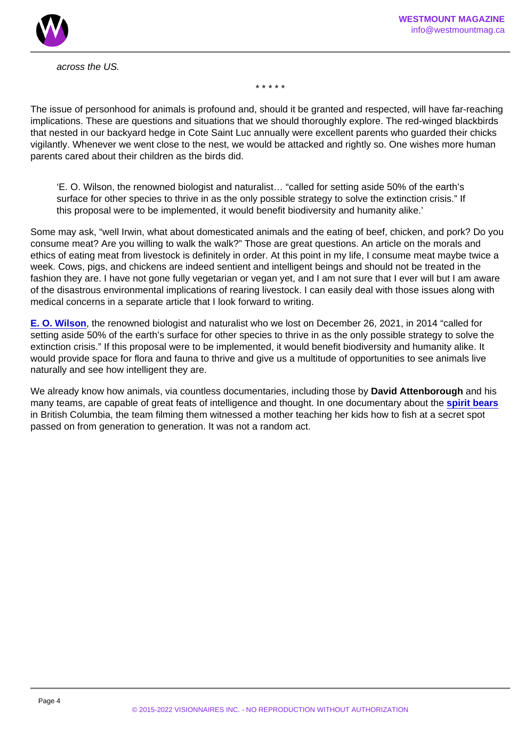*across the US.*

\* \* \* \* \*

The issue of personhood for animals is profound and, should it be granted and respected, will have far-reaching implications. These are questions and situations that we should thoroughly explore. The red-winged blackbirds that nested in our backyard hedge in Cote Saint Luc annually were excellent parents who guarded their chicks vigilantly. Whenever we went close to the nest, we would be attacked and rightly so. One wishes more human parents cared about their children as the birds did.

> 'E. O. Wilson, the renowned biologist and naturalist… "called for setting aside 50% of the earth's surface for other species to thrive in as the only possible strategy to solve the extinction crisis." If this proposal were to be implemented, it would benefit biodiversity and humanity alike.'

Some may ask, "well Irwin, what about domesticated animals and the eating of beef, chicken, and pork? Do you consume meat? Are you willing to walk the walk?" Those are great questions. An article on the morals and ethics of eating meat from livestock is definitely in order. At this point in my life, I consume meat maybe twice a week. Cows, pigs, and chickens are indeed sentient and intelligent beings and should not be treated in the fashion they are. I have not gone fully vegetarian or vegan yet, and I am not sure that I ever will but I am aware of the disastrous environmental implications of rearing livestock. I can easily deal with those issues along with medical concerns in a separate article that I look forward to writing.

**E. O. Wilson**, the renowned biologist and naturalist who we lost on December 26, 2021, in 2014 "called for setting aside 50% of the earth's surface for other species to thrive in as the only possible strategy to solve the extinction crisis." If this proposal were to be implemented, it would benefit biodiversity and humanity alike. It would provide space for flora and fauna to thrive and give us a multitude of opportunities to see animals live naturally and see how intelligent they are.

We already know how animals, via countless documentaries, including those by **David Attenborough** and his many teams, are capable of great feats of intelligence and thought. In one documentary about the **spirit bears** in British Columbia, the team filming them witnessed a mother teaching her kids how to fish at a secret spot passed on from generation to generation. It was not a random act.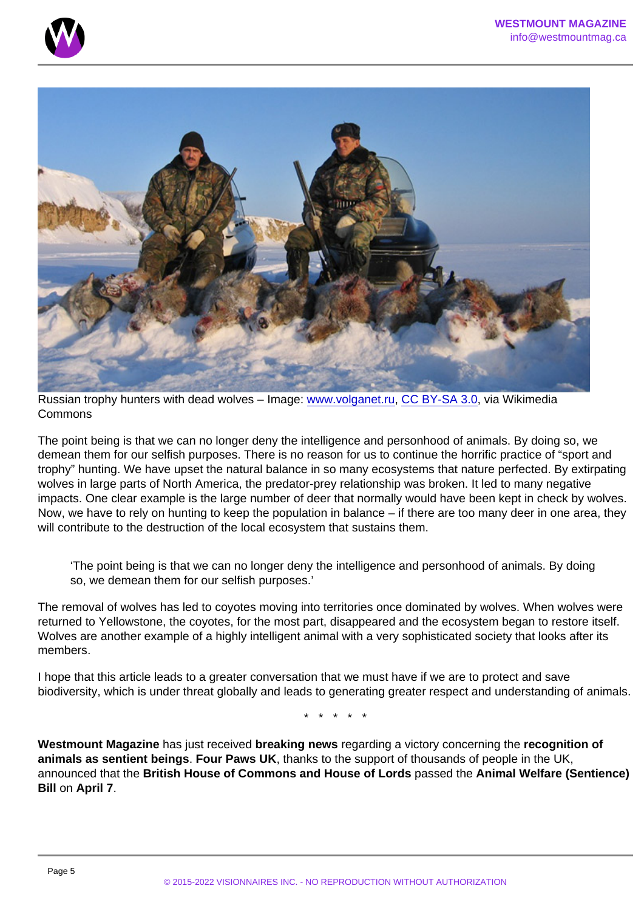Russian trophy hunters with dead wolves – Image: www.volganet.ru, CC BY-SA 3.0, via Wikimedia Commons

The point being is that we can no longer deny the intelligence and personhood of animals. By doing so, we demean them for our selfish purposes. There is no reason for us to continue the horrific practice of "sport and trophy" hunting. We have upset the natural balance in so many ecosystems that nature perfected. By extirpating wolves in large parts of North America, the predator-prey relationship was broken. It led to many negative impacts. One clear example is the large number of deer that normally would have been kept in check by wolves. Now, we have to rely on hunting to keep the population in balance – if there are too many deer in one area, they will contribute to the destruction of the local ecosystem that sustains them.

> 'The point being is that we can no longer deny the intelligence and personhood of animals. By doing so, we demean them for our selfish purposes.'

The removal of wolves has led to coyotes moving into territories once dominated by wolves. When wolves were returned to Yellowstone, the coyotes, for the most part, disappeared and the ecosystem began to restore itself. Wolves are another example of a highly intelligent animal with a very sophisticated society that looks after its members.

I hope that this article leads to a greater conversation that we must have if we are to protect and save biodiversity, which is under threat globally and leads to generating greater respect and understanding of animals.

\* \* \* \* \*

**Westmount Magazine** has just received **breaking news** regarding a victory concerning the **recognition of animals as sentient beings**. **Four Paws UK**, thanks to the support of thousands of people in the UK, announced that the **British House of Commons and House of Lords** passed the **Animal Welfare (Sentience) Bill** on **April 7**.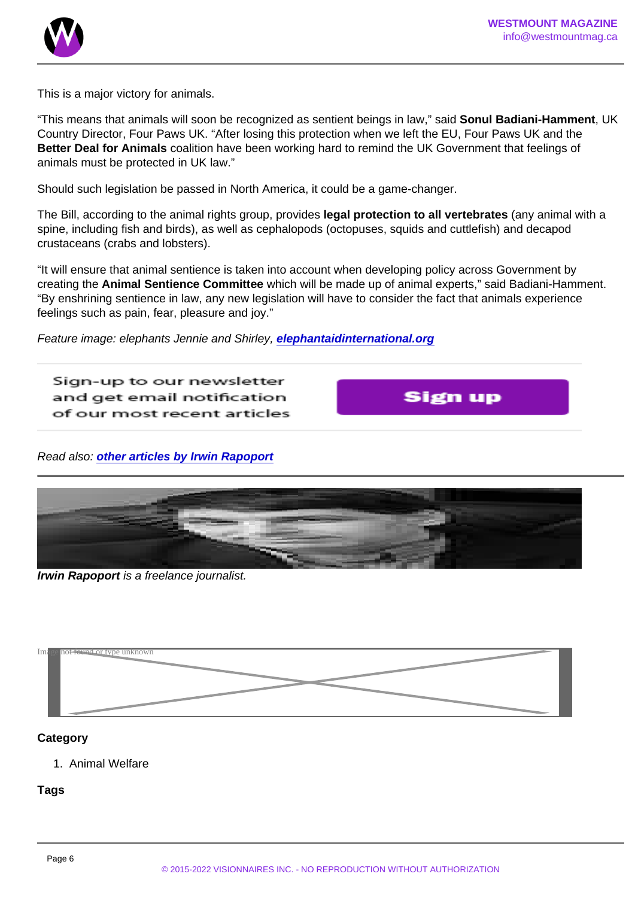This is a major victory for animals.

"This means that animals will soon be recognized as sentient beings in law," said **Sonul Badiani-Hamment**, UK Country Director, Four Paws UK. "After losing this protection when we left the EU, Four Paws UK and the **Better Deal for Animals** coalition have been working hard to remind the UK Government that feelings of animals must be protected in UK law."

Should such legislation be passed in North America, it could be a game-changer.

The Bill, according to the animal rights group, provides **legal protection to all vertebrates** (any animal with a spine, including fish and birds), as well as cephalopods (octopuses, squids and cuttlefish) and decapod crustaceans (crabs and lobsters).

"It will ensure that animal sentience is taken into account when developing policy across Government by creating the **Animal Sentience Committee** which will be made up of animal experts," said Badiani-Hamment. "By enshrining sentience in law, any new legislation will have to consider the fact that animals experience feelings such as pain, fear, pleasure and joy."

*Feature image: elephants Jennie and Shirley,* ***elephantaidinternational.org***

Sign-up to our newsletter and get email notification of our most recent articles

Sign up

*Read also:* ***other articles by Irwin Rapoport***

***Irwin Rapoport*** *is a freelance journalist.*

**Category**

1. Animal Welfare

**Tags**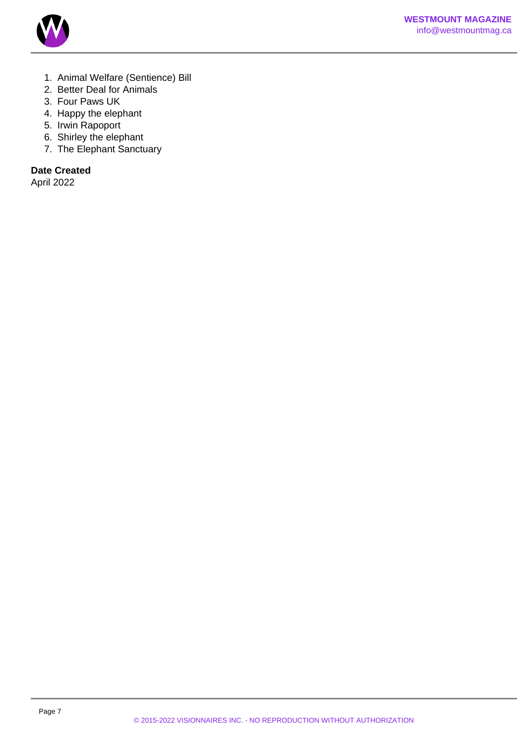1. Animal Welfare (Sentience) Bill
2. Better Deal for Animals
3. Four Paws UK
4. Happy the elephant
5. Irwin Rapoport
6. Shirley the elephant
7. The Elephant Sanctuary

**Date Created**
April 2022